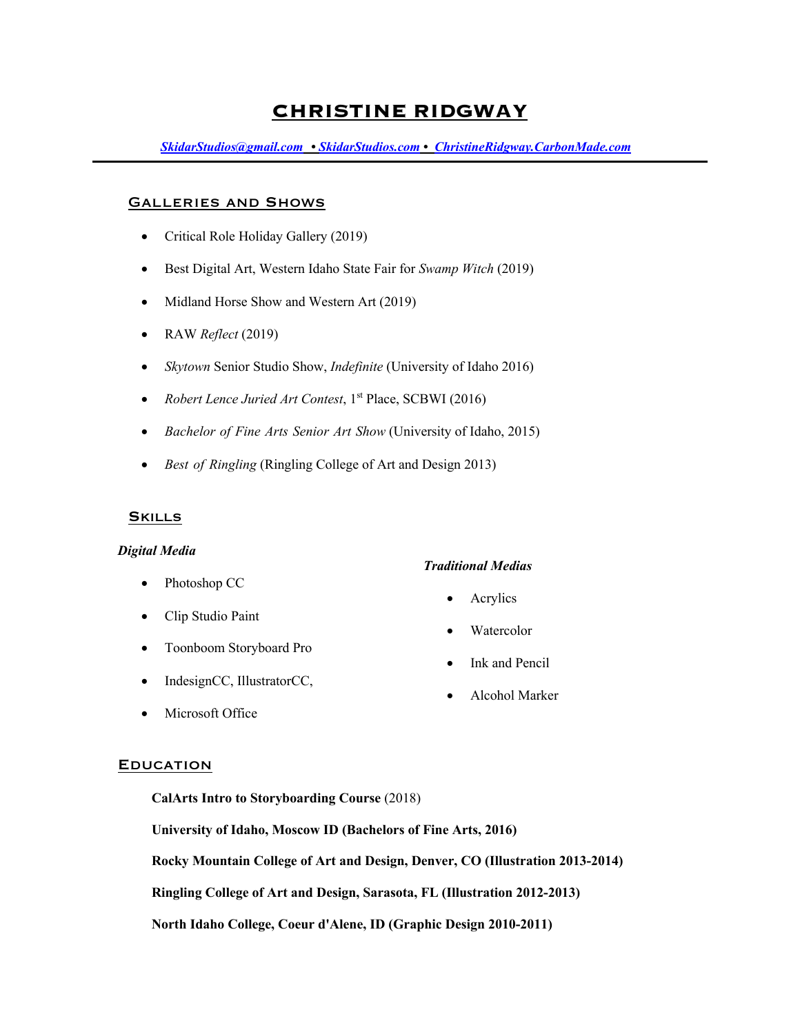# CHRISTINE RIDGWAY

*SkidarStudios@gmail.com • SkidarStudios.com • ChristineRidgway.CarbonMade.com*

---

## Galleries and Shows

- Critical Role Holiday Gallery (2019)
- Best Digital Art, Western Idaho State Fair for *Swamp Witch* (2019)
- Midland Horse Show and Western Art (2019)
- RAW *Reflect* (2019)
- *Skytown* Senior Studio Show, *Indefinite* (University of Idaho 2016)
- *Robert Lence Juried Art Contest*, 1st Place, SCBWI (2016)
- *Bachelor of Fine Arts Senior Art Show* (University of Idaho, 2015)
- *Best of Ringling* (Ringling College of Art and Design 2013)

## Skills

***Digital Media***

- Photoshop CC
- Clip Studio Paint
- Toonboom Storyboard Pro
- IndesignCC, IllustratorCC,
- Microsoft Office

***Traditional Medias***

- Acrylics
- Watercolor
- Ink and Pencil
- Alcohol Marker

## Education

**CalArts Intro to Storyboarding Course** (2018)

**University of Idaho, Moscow ID (Bachelors of Fine Arts, 2016)**

**Rocky Mountain College of Art and Design, Denver, CO (Illustration 2013-2014)**

**Ringling College of Art and Design, Sarasota, FL (Illustration 2012-2013)**

**North Idaho College, Coeur d'Alene, ID (Graphic Design 2010-2011)**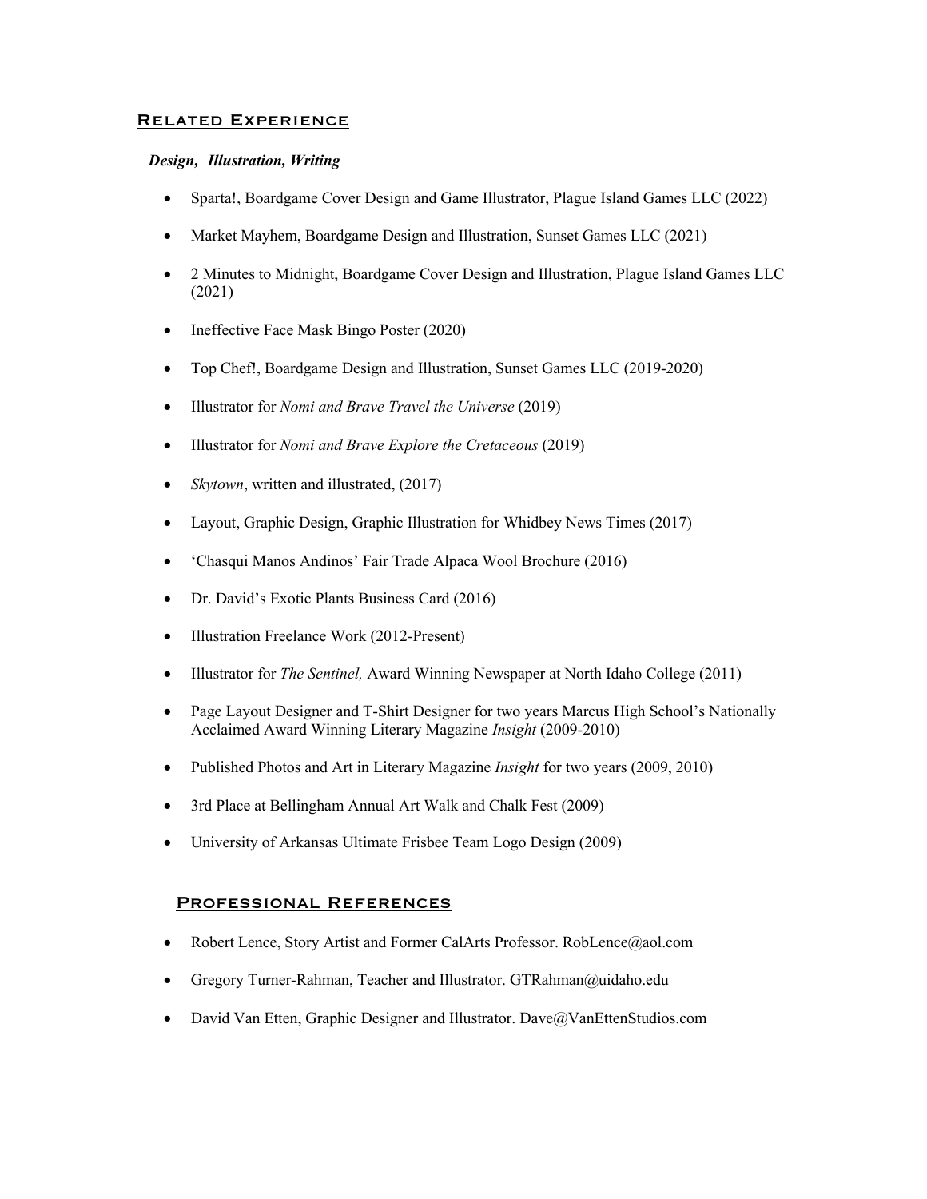## Related Experience

***Design, Illustration, Writing***

- Sparta!, Boardgame Cover Design and Game Illustrator, Plague Island Games LLC (2022)
- Market Mayhem, Boardgame Design and Illustration, Sunset Games LLC (2021)
- 2 Minutes to Midnight, Boardgame Cover Design and Illustration, Plague Island Games LLC (2021)
- Ineffective Face Mask Bingo Poster (2020)
- Top Chef!, Boardgame Design and Illustration, Sunset Games LLC (2019-2020)
- Illustrator for *Nomi and Brave Travel the Universe* (2019)
- Illustrator for *Nomi and Brave Explore the Cretaceous* (2019)
- *Skytown*, written and illustrated, (2017)
- Layout, Graphic Design, Graphic Illustration for Whidbey News Times (2017)
- 'Chasqui Manos Andinos' Fair Trade Alpaca Wool Brochure (2016)
- Dr. David's Exotic Plants Business Card (2016)
- Illustration Freelance Work (2012-Present)
- Illustrator for *The Sentinel,* Award Winning Newspaper at North Idaho College (2011)
- Page Layout Designer and T-Shirt Designer for two years Marcus High School's Nationally Acclaimed Award Winning Literary Magazine *Insight* (2009-2010)
- Published Photos and Art in Literary Magazine *Insight* for two years (2009, 2010)
- 3rd Place at Bellingham Annual Art Walk and Chalk Fest (2009)
- University of Arkansas Ultimate Frisbee Team Logo Design (2009)

## Professional References

- Robert Lence, Story Artist and Former CalArts Professor. RobLence@aol.com
- Gregory Turner-Rahman, Teacher and Illustrator. GTRahman@uidaho.edu
- David Van Etten, Graphic Designer and Illustrator. Dave@VanEttenStudios.com